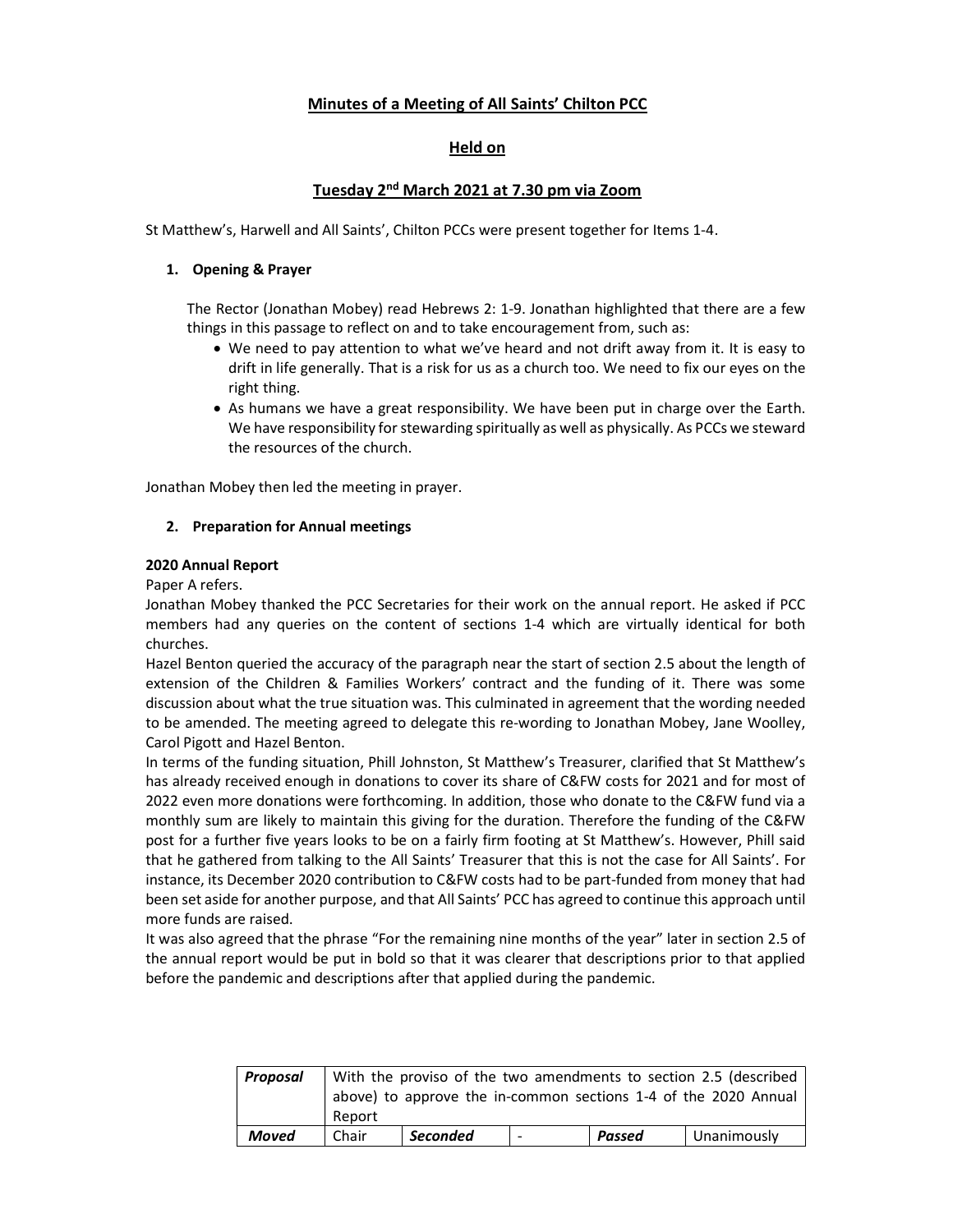# Minutes of a Meeting of All Saints' Chilton PCC

## Held on

## Tuesday 2nd March 2021 at 7.30 pm via Zoom

St Matthew's, Harwell and All Saints', Chilton PCCs were present together for Items 1-4.

1. **Opening & Prayer**

   The Rector (Jonathan Mobey) read Hebrews 2: 1-9. Jonathan highlighted that there are a few things in this passage to reflect on and to take encouragement from, such as:

   - We need to pay attention to what we've heard and not drift away from it. It is easy to drift in life generally. That is a risk for us as a church too. We need to fix our eyes on the right thing.
   - As humans we have a great responsibility. We have been put in charge over the Earth. We have responsibility for stewarding spiritually as well as physically. As PCCs we steward the resources of the church.

Jonathan Mobey then led the meeting in prayer.

2. **Preparation for Annual meetings**

**2020 Annual Report**

Paper A refers.

Jonathan Mobey thanked the PCC Secretaries for their work on the annual report. He asked if PCC members had any queries on the content of sections 1-4 which are virtually identical for both churches.

Hazel Benton queried the accuracy of the paragraph near the start of section 2.5 about the length of extension of the Children & Families Workers' contract and the funding of it. There was some discussion about what the true situation was. This culminated in agreement that the wording needed to be amended. The meeting agreed to delegate this re-wording to Jonathan Mobey, Jane Woolley, Carol Pigott and Hazel Benton.

In terms of the funding situation, Phill Johnston, St Matthew's Treasurer, clarified that St Matthew's has already received enough in donations to cover its share of C&FW costs for 2021 and for most of 2022 even more donations were forthcoming. In addition, those who donate to the C&FW fund via a monthly sum are likely to maintain this giving for the duration. Therefore the funding of the C&FW post for a further five years looks to be on a fairly firm footing at St Matthew's. However, Phill said that he gathered from talking to the All Saints' Treasurer that this is not the case for All Saints'. For instance, its December 2020 contribution to C&FW costs had to be part-funded from money that had been set aside for another purpose, and that All Saints' PCC has agreed to continue this approach until more funds are raised.

It was also agreed that the phrase "For the remaining nine months of the year" later in section 2.5 of the annual report would be put in bold so that it was clearer that descriptions prior to that applied before the pandemic and descriptions after that applied during the pandemic.

| ***Proposal*** | With the proviso of the two amendments to section 2.5 (described above) to approve the in-common sections 1-4 of the 2020 Annual Report | | | | |
|---|---|---|---|---|---|
| ***Moved*** | Chair | ***Seconded*** | - | ***Passed*** | Unanimously |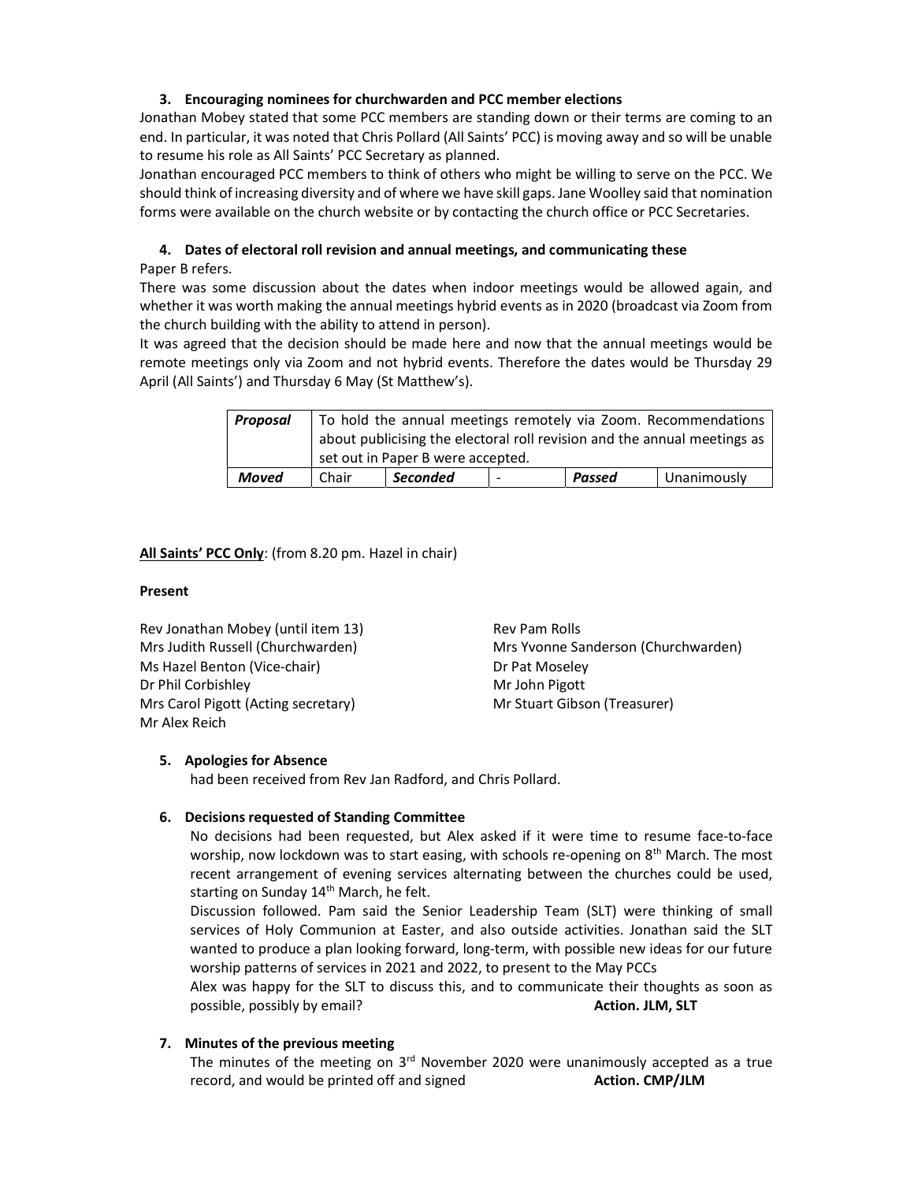### 3. Encouraging nominees for churchwarden and PCC member elections

Jonathan Mobey stated that some PCC members are standing down or their terms are coming to an end. In particular, it was noted that Chris Pollard (All Saints' PCC) is moving away and so will be unable to resume his role as All Saints' PCC Secretary as planned.

Jonathan encouraged PCC members to think of others who might be willing to serve on the PCC. We should think of increasing diversity and of where we have skill gaps. Jane Woolley said that nomination forms were available on the church website or by contacting the church office or PCC Secretaries.

### 4. Dates of electoral roll revision and annual meetings, and communicating these

Paper B refers.

There was some discussion about the dates when indoor meetings would be allowed again, and whether it was worth making the annual meetings hybrid events as in 2020 (broadcast via Zoom from the church building with the ability to attend in person).

It was agreed that the decision should be made here and now that the annual meetings would be remote meetings only via Zoom and not hybrid events. Therefore the dates would be Thursday 29 April (All Saints') and Thursday 6 May (St Matthew's).

| ***Proposal*** | To hold the annual meetings remotely via Zoom. Recommendations about publicising the electoral roll revision and the annual meetings as set out in Paper B were accepted. | | | | |
|---|---|---|---|---|---|
| ***Moved*** | Chair | ***Seconded*** | - | ***Passed*** | Unanimously |

**<u>All Saints' PCC Only</u>**: (from 8.20 pm. Hazel in chair)

**Present**

Rev Jonathan Mobey (until item 13)
Mrs Judith Russell (Churchwarden)
Ms Hazel Benton (Vice-chair)
Dr Phil Corbishley
Mrs Carol Pigott (Acting secretary)
Mr Alex Reich
Rev Pam Rolls
Mrs Yvonne Sanderson (Churchwarden)
Dr Pat Moseley
Mr John Pigott
Mr Stuart Gibson (Treasurer)

### 5. Apologies for Absence

had been received from Rev Jan Radford, and Chris Pollard.

### 6. Decisions requested of Standing Committee

No decisions had been requested, but Alex asked if it were time to resume face-to-face worship, now lockdown was to start easing, with schools re-opening on 8th March. The most recent arrangement of evening services alternating between the churches could be used, starting on Sunday 14th March, he felt.

Discussion followed. Pam said the Senior Leadership Team (SLT) were thinking of small services of Holy Communion at Easter, and also outside activities. Jonathan said the SLT wanted to produce a plan looking forward, long-term, with possible new ideas for our future worship patterns of services in 2021 and 2022, to present to the May PCCs

Alex was happy for the SLT to discuss this, and to communicate their thoughts as soon as possible, possibly by email? **Action. JLM, SLT**

### 7. Minutes of the previous meeting

The minutes of the meeting on 3rd November 2020 were unanimously accepted as a true record, and would be printed off and signed **Action. CMP/JLM**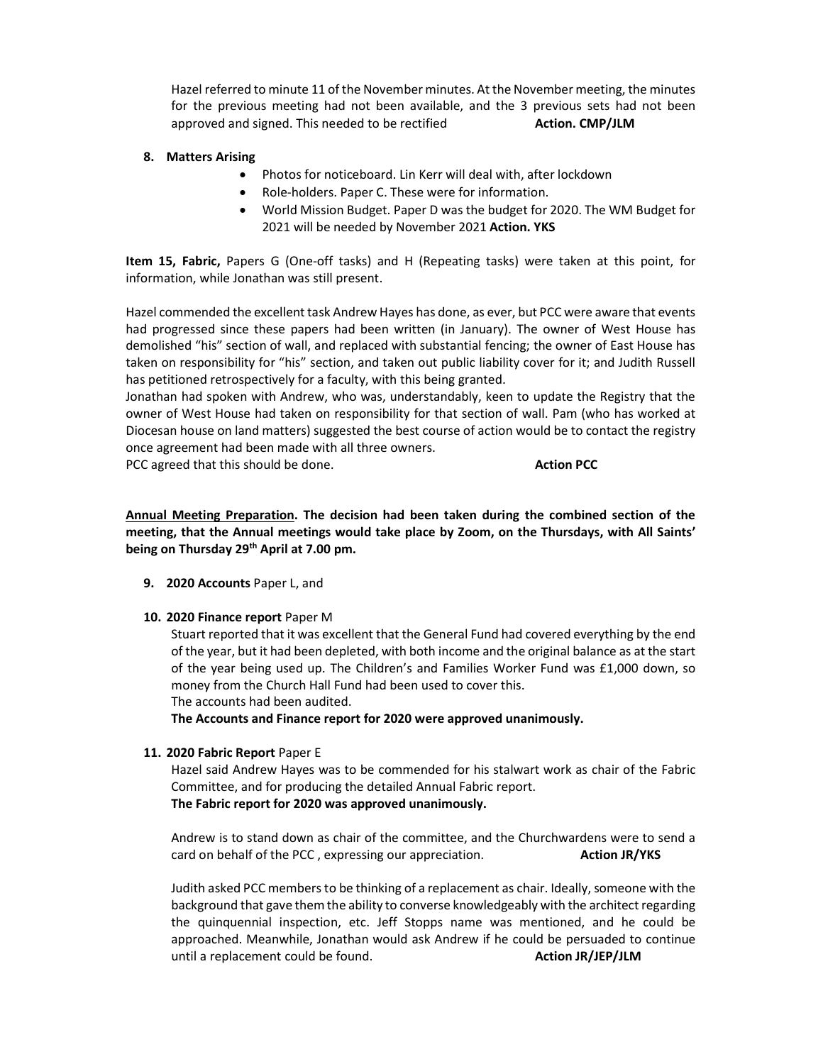Hazel referred to minute 11 of the November minutes. At the November meeting, the minutes for the previous meeting had not been available, and the 3 previous sets had not been approved and signed. This needed to be rectified **Action. CMP/JLM**

8. **Matters Arising**
   - Photos for noticeboard. Lin Kerr will deal with, after lockdown
   - Role-holders. Paper C. These were for information.
   - World Mission Budget. Paper D was the budget for 2020. The WM Budget for 2021 will be needed by November 2021 **Action. YKS**

**Item 15, Fabric,** Papers G (One-off tasks) and H (Repeating tasks) were taken at this point, for information, while Jonathan was still present.

Hazel commended the excellent task Andrew Hayes has done, as ever, but PCC were aware that events had progressed since these papers had been written (in January). The owner of West House has demolished "his" section of wall, and replaced with substantial fencing; the owner of East House has taken on responsibility for "his" section, and taken out public liability cover for it; and Judith Russell has petitioned retrospectively for a faculty, with this being granted.
Jonathan had spoken with Andrew, who was, understandably, keen to update the Registry that the owner of West House had taken on responsibility for that section of wall. Pam (who has worked at Diocesan house on land matters) suggested the best course of action would be to contact the registry once agreement had been made with all three owners.
PCC agreed that this should be done. **Action PCC**

**<u>Annual Meeting Preparation</u>. The decision had been taken during the combined section of the meeting, that the Annual meetings would take place by Zoom, on the Thursdays, with All Saints' being on Thursday 29th April at 7.00 pm.**

9. **2020 Accounts** Paper L, and

10. **2020 Finance report** Paper M

    Stuart reported that it was excellent that the General Fund had covered everything by the end of the year, but it had been depleted, with both income and the original balance as at the start of the year being used up. The Children's and Families Worker Fund was £1,000 down, so money from the Church Hall Fund had been used to cover this.
    The accounts had been audited.
    **The Accounts and Finance report for 2020 were approved unanimously.**

11. **2020 Fabric Report** Paper E

    Hazel said Andrew Hayes was to be commended for his stalwart work as chair of the Fabric Committee, and for producing the detailed Annual Fabric report.
    **The Fabric report for 2020 was approved unanimously.**

    Andrew is to stand down as chair of the committee, and the Churchwardens were to send a card on behalf of the PCC , expressing our appreciation. **Action JR/YKS**

    Judith asked PCC members to be thinking of a replacement as chair. Ideally, someone with the background that gave them the ability to converse knowledgeably with the architect regarding the quinquennial inspection, etc. Jeff Stopps name was mentioned, and he could be approached. Meanwhile, Jonathan would ask Andrew if he could be persuaded to continue until a replacement could be found. **Action JR/JEP/JLM**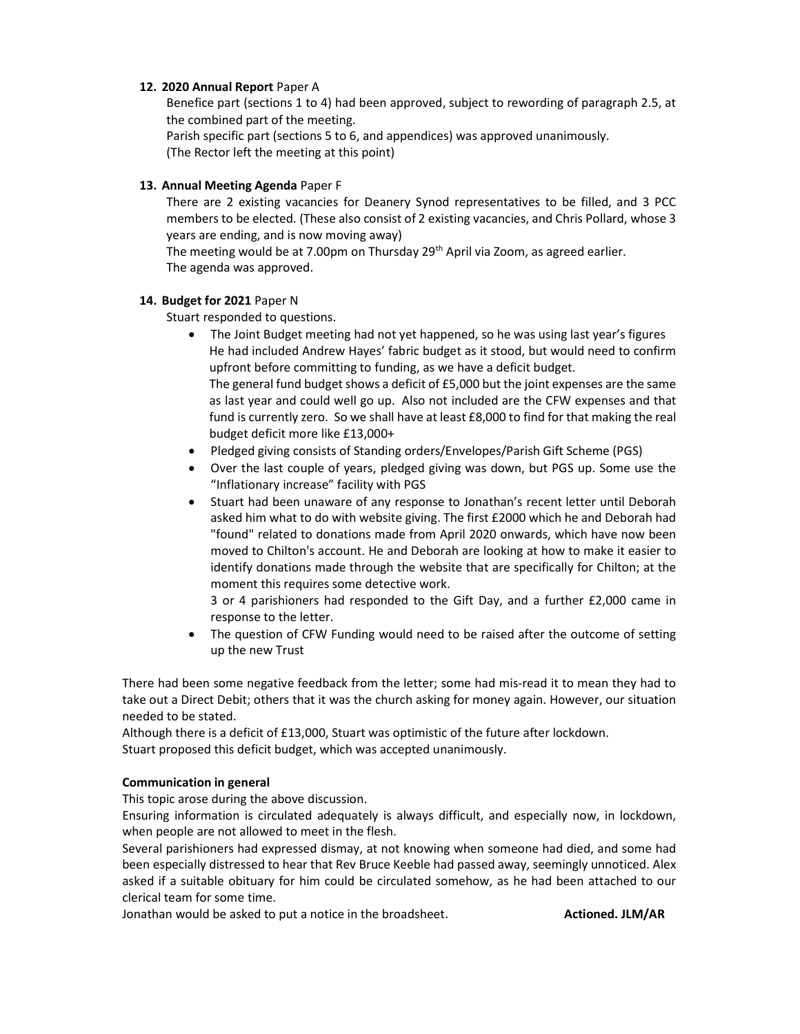12. **2020 Annual Report** Paper A

    Benefice part (sections 1 to 4) had been approved, subject to rewording of paragraph 2.5, at the combined part of the meeting.
    Parish specific part (sections 5 to 6, and appendices) was approved unanimously.
    (The Rector left the meeting at this point)

13. **Annual Meeting Agenda** Paper F

    There are 2 existing vacancies for Deanery Synod representatives to be filled, and 3 PCC members to be elected. (These also consist of 2 existing vacancies, and Chris Pollard, whose 3 years are ending, and is now moving away)
    The meeting would be at 7.00pm on Thursday 29th April via Zoom, as agreed earlier.
    The agenda was approved.

14. **Budget for 2021** Paper N

    Stuart responded to questions.

    - The Joint Budget meeting had not yet happened, so he was using last year's figures He had included Andrew Hayes' fabric budget as it stood, but would need to confirm upfront before committing to funding, as we have a deficit budget.
      The general fund budget shows a deficit of £5,000 but the joint expenses are the same as last year and could well go up. Also not included are the CFW expenses and that fund is currently zero. So we shall have at least £8,000 to find for that making the real budget deficit more like £13,000+
    - Pledged giving consists of Standing orders/Envelopes/Parish Gift Scheme (PGS)
    - Over the last couple of years, pledged giving was down, but PGS up. Some use the "Inflationary increase" facility with PGS
    - Stuart had been unaware of any response to Jonathan's recent letter until Deborah asked him what to do with website giving. The first £2000 which he and Deborah had "found" related to donations made from April 2020 onwards, which have now been moved to Chilton's account. He and Deborah are looking at how to make it easier to identify donations made through the website that are specifically for Chilton; at the moment this requires some detective work.
      3 or 4 parishioners had responded to the Gift Day, and a further £2,000 came in response to the letter.
    - The question of CFW Funding would need to be raised after the outcome of setting up the new Trust

There had been some negative feedback from the letter; some had mis-read it to mean they had to take out a Direct Debit; others that it was the church asking for money again. However, our situation needed to be stated.
Although there is a deficit of £13,000, Stuart was optimistic of the future after lockdown.
Stuart proposed this deficit budget, which was accepted unanimously.

**Communication in general**

This topic arose during the above discussion.
Ensuring information is circulated adequately is always difficult, and especially now, in lockdown, when people are not allowed to meet in the flesh.
Several parishioners had expressed dismay, at not knowing when someone had died, and some had been especially distressed to hear that Rev Bruce Keeble had passed away, seemingly unnoticed. Alex asked if a suitable obituary for him could be circulated somehow, as he had been attached to our clerical team for some time.
Jonathan would be asked to put a notice in the broadsheet. **Actioned. JLM/AR**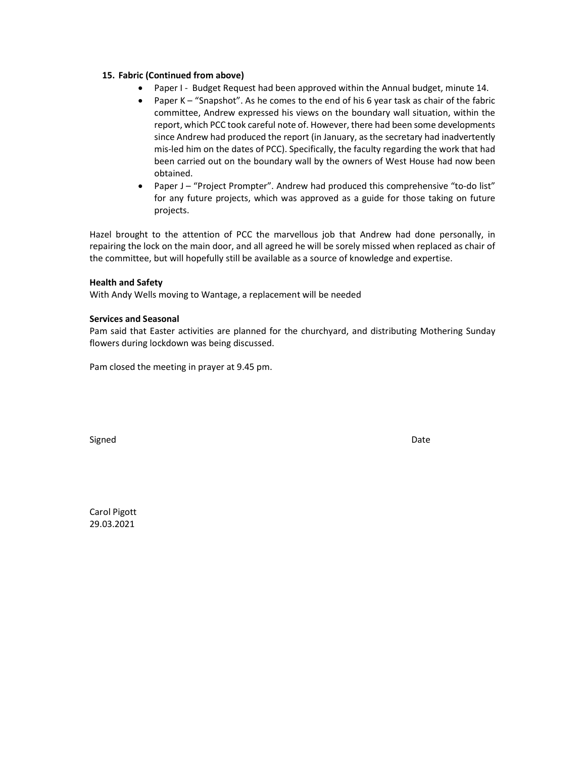**15. Fabric (Continued from above)**

- Paper I - Budget Request had been approved within the Annual budget, minute 14.
- Paper K – "Snapshot". As he comes to the end of his 6 year task as chair of the fabric committee, Andrew expressed his views on the boundary wall situation, within the report, which PCC took careful note of. However, there had been some developments since Andrew had produced the report (in January, as the secretary had inadvertently mis-led him on the dates of PCC). Specifically, the faculty regarding the work that had been carried out on the boundary wall by the owners of West House had now been obtained.
- Paper J – "Project Prompter". Andrew had produced this comprehensive "to-do list" for any future projects, which was approved as a guide for those taking on future projects.

Hazel brought to the attention of PCC the marvellous job that Andrew had done personally, in repairing the lock on the main door, and all agreed he will be sorely missed when replaced as chair of the committee, but will hopefully still be available as a source of knowledge and expertise.

**Health and Safety**

With Andy Wells moving to Wantage, a replacement will be needed

**Services and Seasonal**

Pam said that Easter activities are planned for the churchyard, and distributing Mothering Sunday flowers during lockdown was being discussed.

Pam closed the meeting in prayer at 9.45 pm.

Signed Date

Carol Pigott
29.03.2021